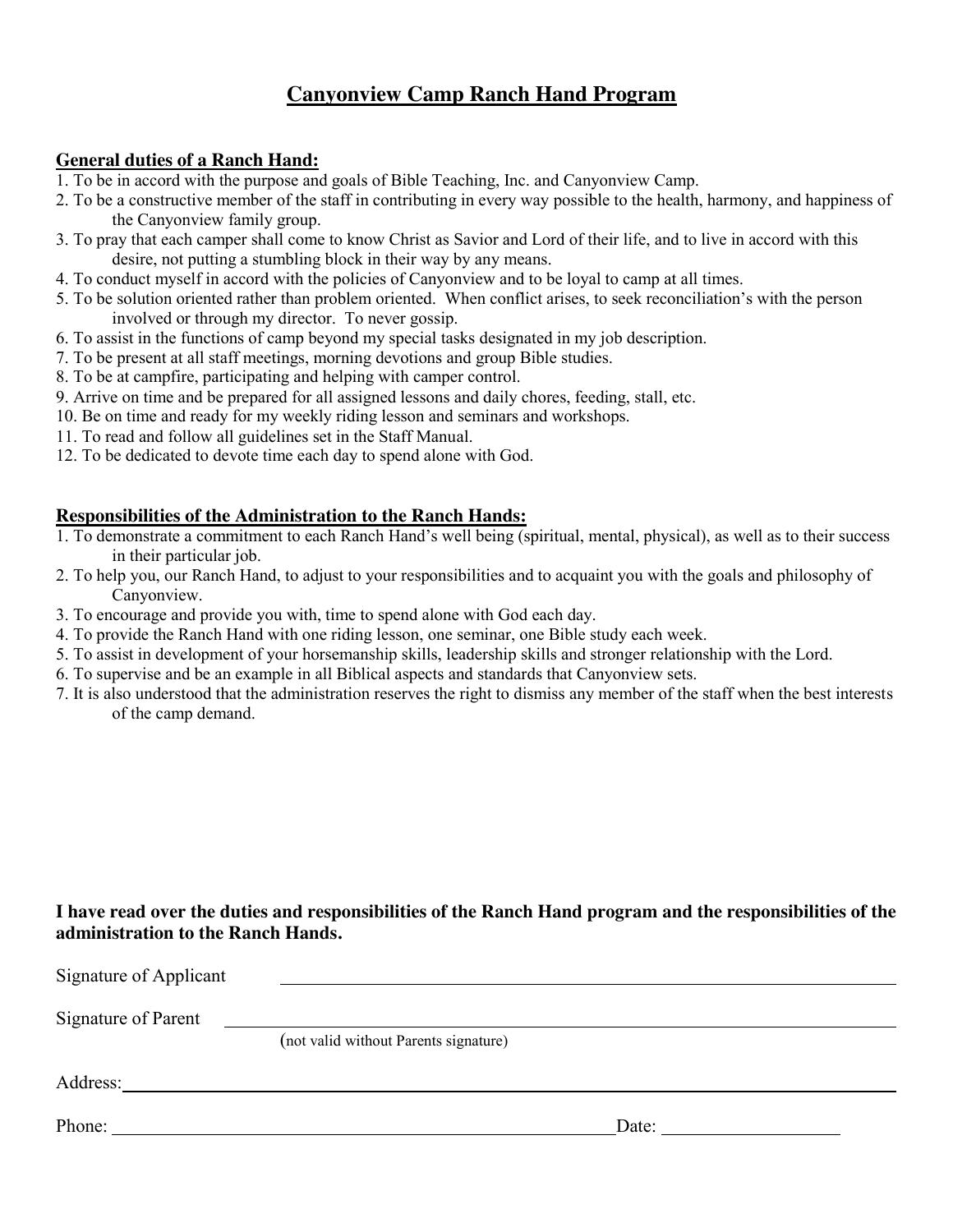# Canyonview Camp Ranch Hand Program

**General duties of a Ranch Hand:**

1. To be in accord with the purpose and goals of Bible Teaching, Inc. and Canyonview Camp.
2. To be a constructive member of the staff in contributing in every way possible to the health, harmony, and happiness of the Canyonview family group.
3. To pray that each camper shall come to know Christ as Savior and Lord of their life, and to live in accord with this desire, not putting a stumbling block in their way by any means.
4. To conduct myself in accord with the policies of Canyonview and to be loyal to camp at all times.
5. To be solution oriented rather than problem oriented. When conflict arises, to seek reconciliation's with the person involved or through my director. To never gossip.
6. To assist in the functions of camp beyond my special tasks designated in my job description.
7. To be present at all staff meetings, morning devotions and group Bible studies.
8. To be at campfire, participating and helping with camper control.
9. Arrive on time and be prepared for all assigned lessons and daily chores, feeding, stall, etc.
10. Be on time and ready for my weekly riding lesson and seminars and workshops.
11. To read and follow all guidelines set in the Staff Manual.
12. To be dedicated to devote time each day to spend alone with God.

**Responsibilities of the Administration to the Ranch Hands:**

1. To demonstrate a commitment to each Ranch Hand's well being (spiritual, mental, physical), as well as to their success in their particular job.
2. To help you, our Ranch Hand, to adjust to your responsibilities and to acquaint you with the goals and philosophy of Canyonview.
3. To encourage and provide you with, time to spend alone with God each day.
4. To provide the Ranch Hand with one riding lesson, one seminar, one Bible study each week.
5. To assist in development of your horsemanship skills, leadership skills and stronger relationship with the Lord.
6. To supervise and be an example in all Biblical aspects and standards that Canyonview sets.
7. It is also understood that the administration reserves the right to dismiss any member of the staff when the best interests of the camp demand.

**I have read over the duties and responsibilities of the Ranch Hand program and the responsibilities of the administration to the Ranch Hands.**

Signature of Applicant ______________________________

Signature of Parent ______________________________
(not valid without Parents signature)

Address: ______________________________

Phone: ______________________________ Date: ______________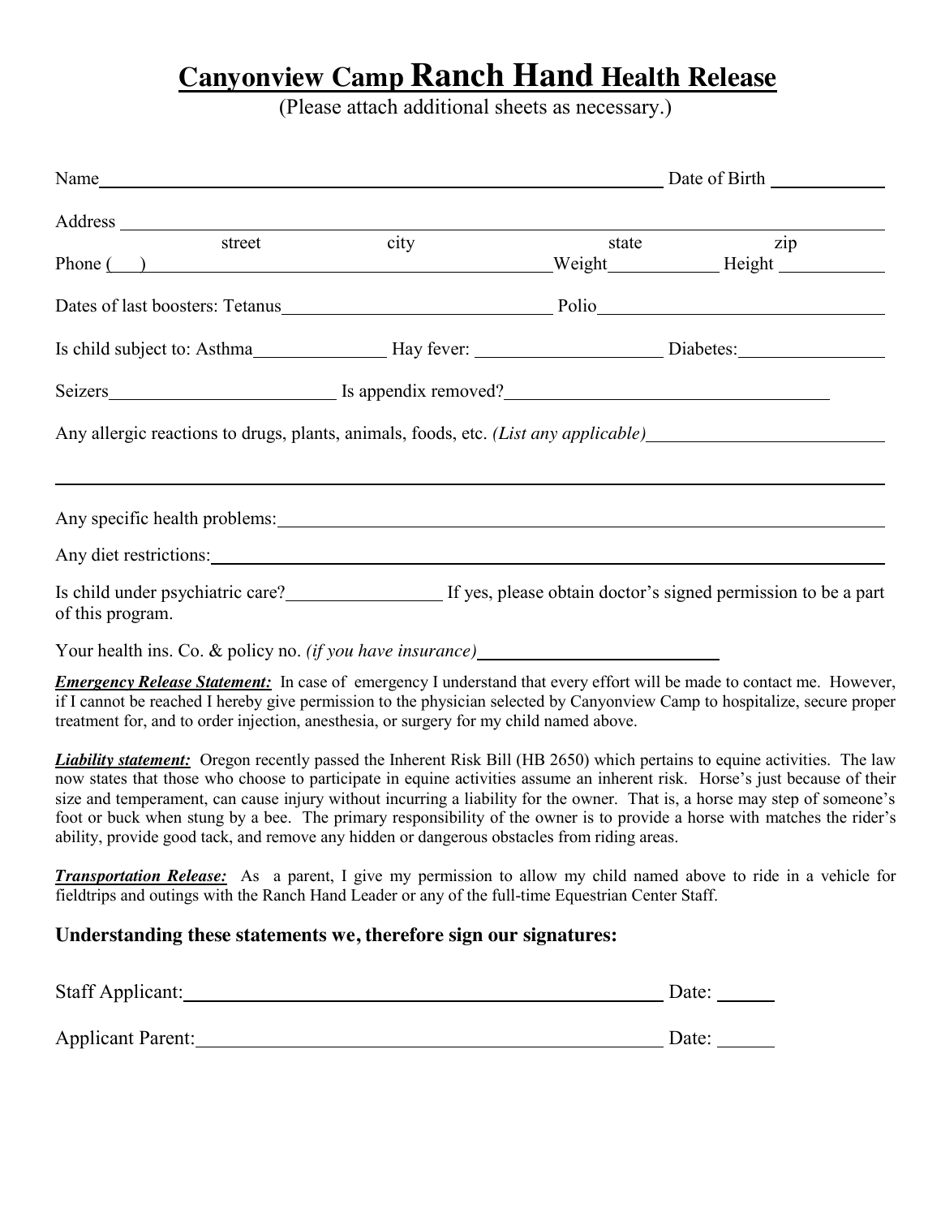# Canyonview Camp Ranch Hand Health Release

(Please attach additional sheets as necessary.)

Name ______________________________________________ Date of Birth __________

Address ______________________________________________________________
street city state zip

Phone (   ) ____________________________________ Weight__________ Height __________

Dates of last boosters: Tetanus__________________________ Polio__________________________

Is child subject to: Asthma____________ Hay fever: ________________ Diabetes:______________

Seizers____________________ Is appendix removed?______________________________

Any allergic reactions to drugs, plants, animals, foods, etc. *(List any applicable)*____________________

______________________________________________________________

Any specific health problems:______________________________________________

Any diet restrictions:____________________________________________________

Is child under psychiatric care?______________ If yes, please obtain doctor's signed permission to be a part of this program.

Your health ins. Co. & policy no. *(if you have insurance)*______________________

***Emergency Release Statement:*** In case of emergency I understand that every effort will be made to contact me. However, if I cannot be reached I hereby give permission to the physician selected by Canyonview Camp to hospitalize, secure proper treatment for, and to order injection, anesthesia, or surgery for my child named above.

***Liability statement:*** Oregon recently passed the Inherent Risk Bill (HB 2650) which pertains to equine activities. The law now states that those who choose to participate in equine activities assume an inherent risk. Horse's just because of their size and temperament, can cause injury without incurring a liability for the owner. That is, a horse may step of someone's foot or buck when stung by a bee. The primary responsibility of the owner is to provide a horse with matches the rider's ability, provide good tack, and remove any hidden or dangerous obstacles from riding areas.

***Transportation Release:*** As a parent, I give my permission to allow my child named above to ride in a vehicle for fieldtrips and outings with the Ranch Hand Leader or any of the full-time Equestrian Center Staff.

### Understanding these statements we, therefore sign our signatures:

Staff Applicant:______________________________________ Date: ______

Applicant Parent:_____________________________________ Date: ______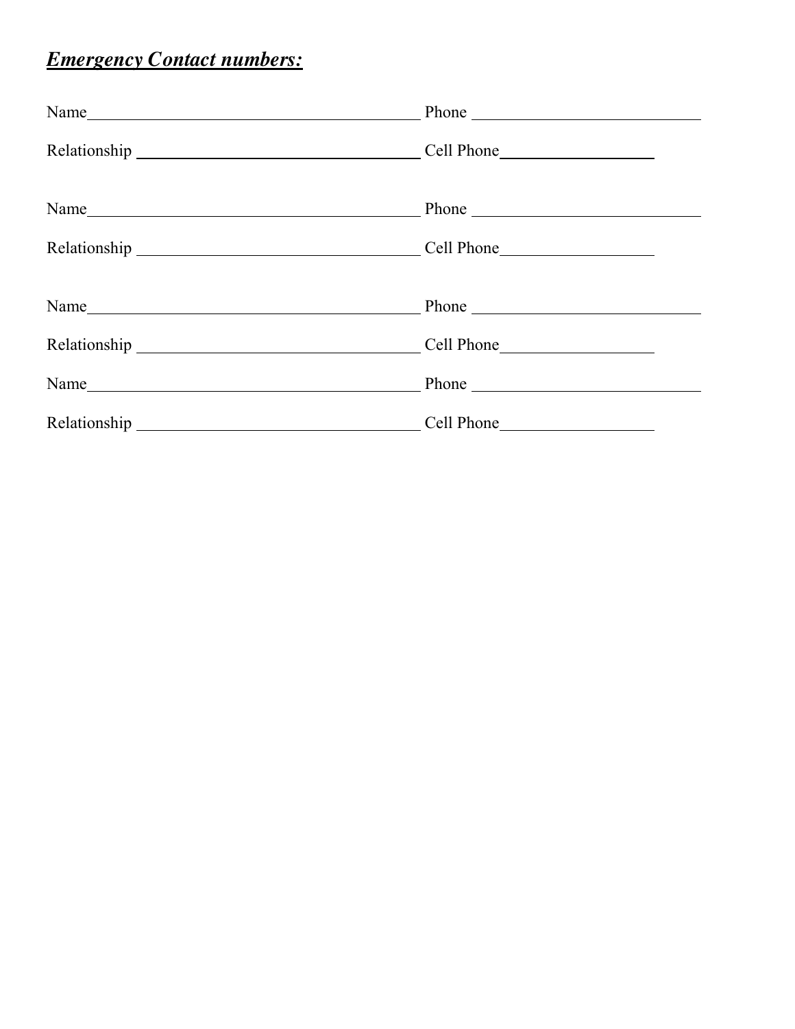***Emergency Contact numbers:***

Name_______________________________________ Phone ___________________________

Relationship ________________________________ Cell Phone__________________

Name_______________________________________ Phone ___________________________

Relationship ________________________________ Cell Phone__________________

Name_______________________________________ Phone ___________________________

Relationship ________________________________ Cell Phone__________________

Name_______________________________________ Phone ___________________________

Relationship ________________________________ Cell Phone__________________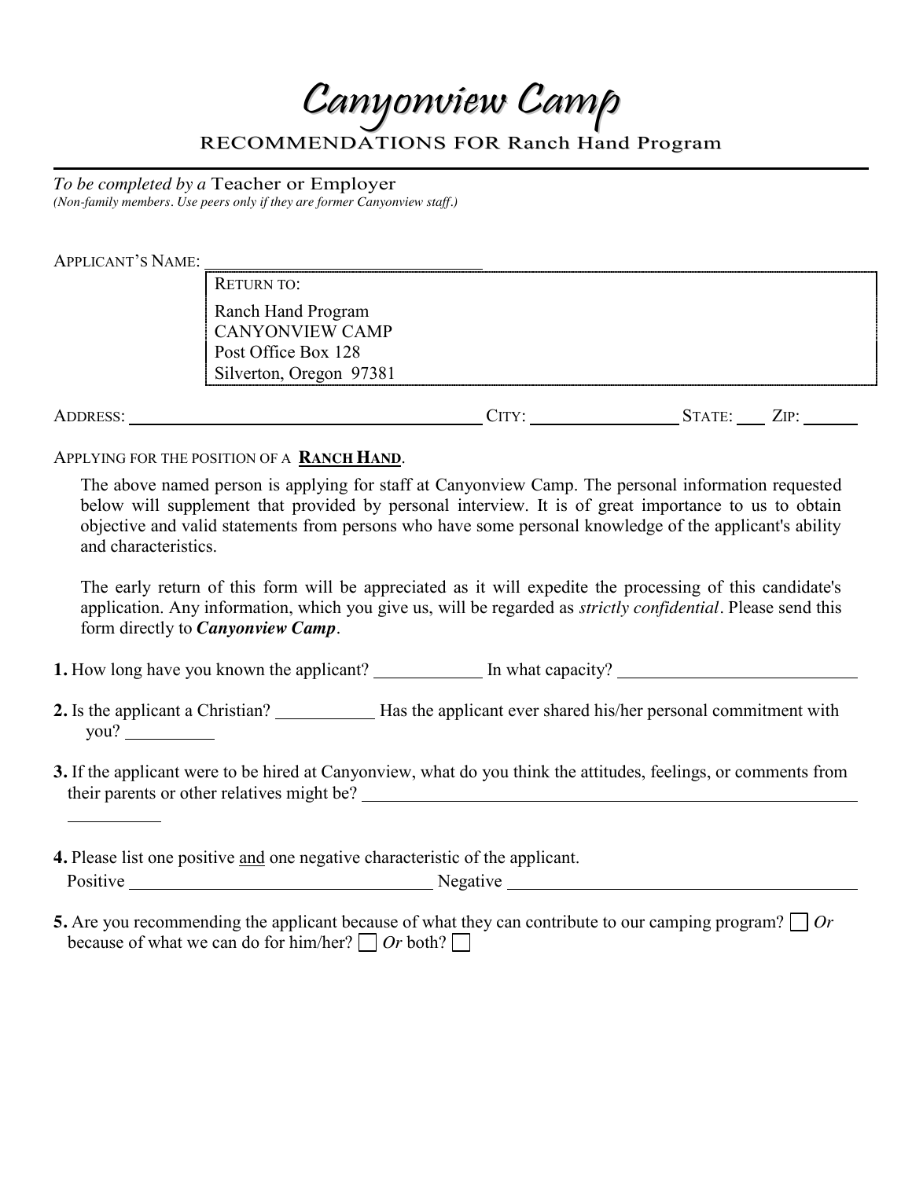# Canyonview Camp

RECOMMENDATIONS FOR Ranch Hand Program

---

*To be completed by a* Teacher or Employer
*(Non-family members. Use peers only if they are former Canyonview staff.)*

APPLICANT'S NAME: ______________________________

RETURN TO:
Ranch Hand Program
CANYONVIEW CAMP
Post Office Box 128
Silverton, Oregon 97381

ADDRESS: ______________________________ CITY: ______________ STATE: ____ ZIP: ______

APPLYING FOR THE POSITION OF A **RANCH HAND**.

The above named person is applying for staff at Canyonview Camp. The personal information requested below will supplement that provided by personal interview. It is of great importance to us to obtain objective and valid statements from persons who have some personal knowledge of the applicant's ability and characteristics.

The early return of this form will be appreciated as it will expedite the processing of this candidate's application. Any information, which you give us, will be regarded as *strictly confidential*. Please send this form directly to ***Canyonview Camp***.

**1.** How long have you known the applicant? __________ In what capacity? ______________________

**2.** Is the applicant a Christian? __________ Has the applicant ever shared his/her personal commitment with you? __________

**3.** If the applicant were to be hired at Canyonview, what do you think the attitudes, feelings, or comments from their parents or other relatives might be? ______________________________________________

**4.** Please list one positive and one negative characteristic of the applicant.
Positive ______________________________ Negative ______________________________

**5.** Are you recommending the applicant because of what they can contribute to our camping program? ☐ *Or* because of what we can do for him/her? ☐ *Or* both? ☐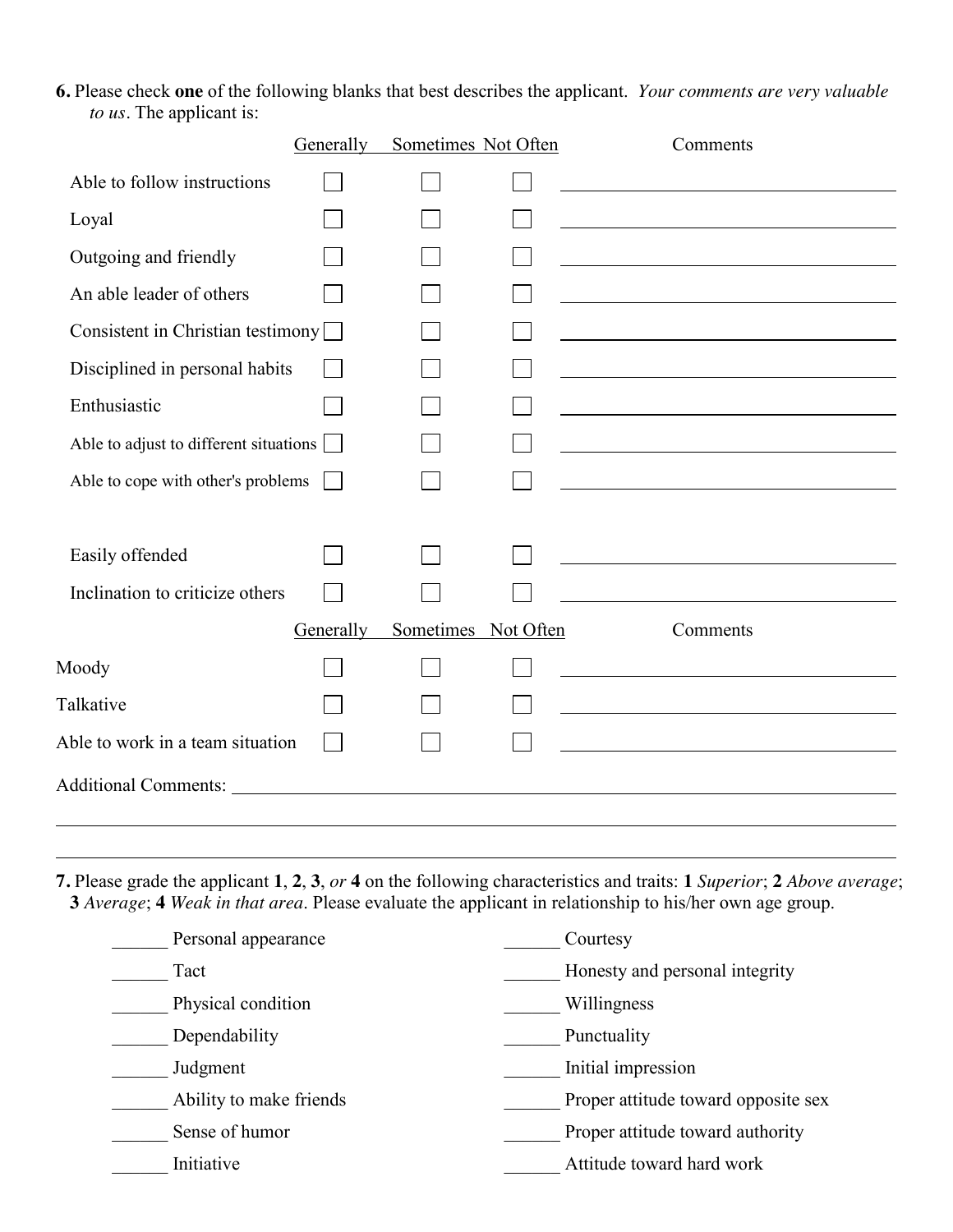**6.** Please check **one** of the following blanks that best describes the applicant. *Your comments are very valuable to us*. The applicant is:

| | Generally | Sometimes | Not Often | Comments |
|---|---|---|---|---|
| Able to follow instructions | ☐ | ☐ | ☐ | ______________________ |
| Loyal | ☐ | ☐ | ☐ | ______________________ |
| Outgoing and friendly | ☐ | ☐ | ☐ | ______________________ |
| An able leader of others | ☐ | ☐ | ☐ | ______________________ |
| Consistent in Christian testimony | ☐ | ☐ | ☐ | ______________________ |
| Disciplined in personal habits | ☐ | ☐ | ☐ | ______________________ |
| Enthusiastic | ☐ | ☐ | ☐ | ______________________ |
| Able to adjust to different situations | ☐ | ☐ | ☐ | ______________________ |
| Able to cope with other's problems | ☐ | ☐ | ☐ | ______________________ |
| Easily offended | ☐ | ☐ | ☐ | ______________________ |
| Inclination to criticize others | ☐ | ☐ | ☐ | ______________________ |

| | Generally | Sometimes | Not Often | Comments |
|---|---|---|---|---|
| Moody | ☐ | ☐ | ☐ | ______________________ |
| Talkative | ☐ | ☐ | ☐ | ______________________ |
| Able to work in a team situation | ☐ | ☐ | ☐ | ______________________ |

Additional Comments: ______________________________________________________________

______________________________________________________________

______________________________________________________________

**7.** Please grade the applicant **1**, **2**, **3**, *or* **4** on the following characteristics and traits: **1** *Superior*; **2** *Above average*; **3** *Average*; **4** *Weak in that area*. Please evaluate the applicant in relationship to his/her own age group.

______ Personal appearance

______ Tact

______ Physical condition

______ Dependability

______ Judgment

______ Ability to make friends

______ Sense of humor

______ Initiative

______ Courtesy

______ Honesty and personal integrity

______ Willingness

______ Punctuality

______ Initial impression

______ Proper attitude toward opposite sex

______ Proper attitude toward authority

______ Attitude toward hard work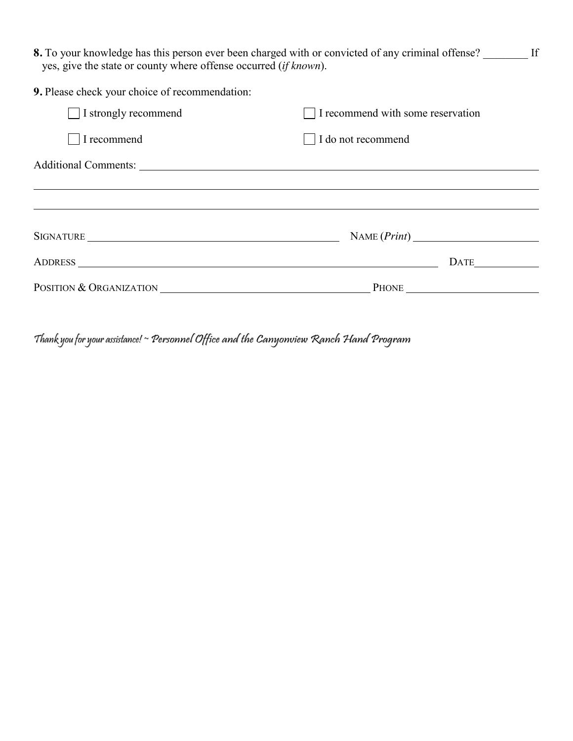**8.** To your knowledge has this person ever been charged with or convicted of any criminal offense? ________ If yes, give the state or county where offense occurred (*if known*).

**9.** Please check your choice of recommendation:

☐ I strongly recommend ☐ I recommend with some reservation

☐ I recommend ☐ I do not recommend

Additional Comments: ______________________________________________________________________

______________________________________________________________________

______________________________________________________________________

SIGNATURE ______________________________ NAME (*Print*) ______________________________

ADDRESS ______________________________________________ DATE ______________

POSITION & ORGANIZATION ______________________________ PHONE ______________________________

*Thank you for your assistance! ~ Personnel Office and the Canyonview Ranch Hand Program*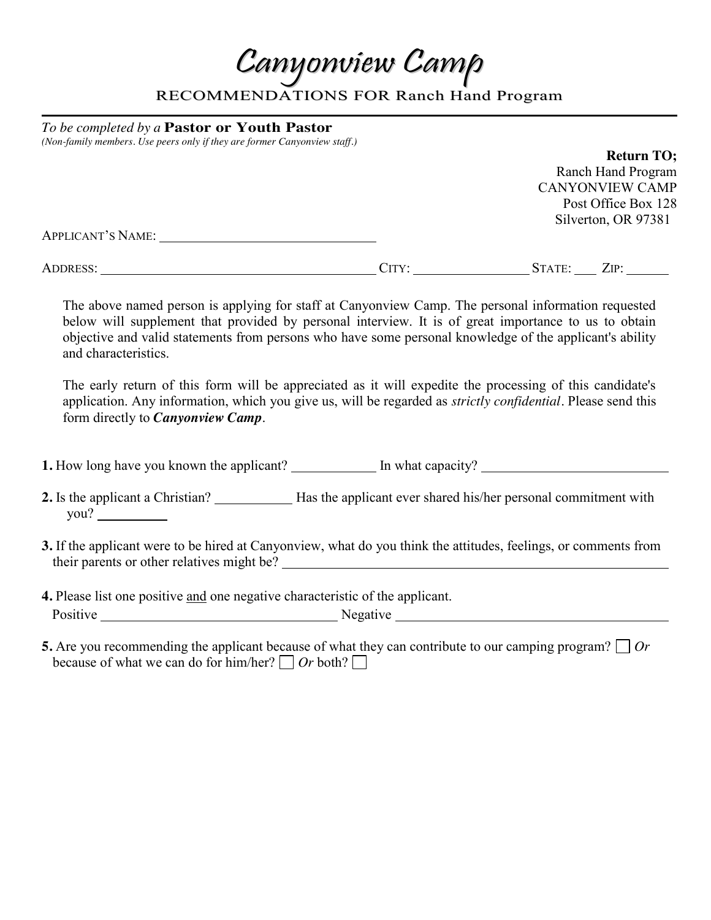# *Canyonview Camp*

RECOMMENDATIONS FOR Ranch Hand Program

---

*To be completed by a* **Pastor or Youth Pastor**
*(Non-family members. Use peers only if they are former Canyonview staff.)*

**Return TO;**
Ranch Hand Program
CANYONVIEW CAMP
Post Office Box 128
Silverton, OR 97381

APPLICANT'S NAME: ______________________________

ADDRESS: ________________________________________ CITY: ________________ STATE: ___ ZIP: ______

The above named person is applying for staff at Canyonview Camp. The personal information requested below will supplement that provided by personal interview. It is of great importance to us to obtain objective and valid statements from persons who have some personal knowledge of the applicant's ability and characteristics.

The early return of this form will be appreciated as it will expedite the processing of this candidate's application. Any information, which you give us, will be regarded as *strictly confidential*. Please send this form directly to ***Canyonview Camp***.

**1.** How long have you known the applicant? ____________ In what capacity? ____________________________

**2.** Is the applicant a Christian? ___________ Has the applicant ever shared his/her personal commitment with you? __________

**3.** If the applicant were to be hired at Canyonview, what do you think the attitudes, feelings, or comments from their parents or other relatives might be? ________________________________________________

**4.** Please list one positive and one negative characteristic of the applicant.
Positive ____________________________________ Negative ____________________________________________

**5.** Are you recommending the applicant because of what they can contribute to our camping program? ☐ *Or* because of what we can do for him/her? ☐ *Or* both? ☐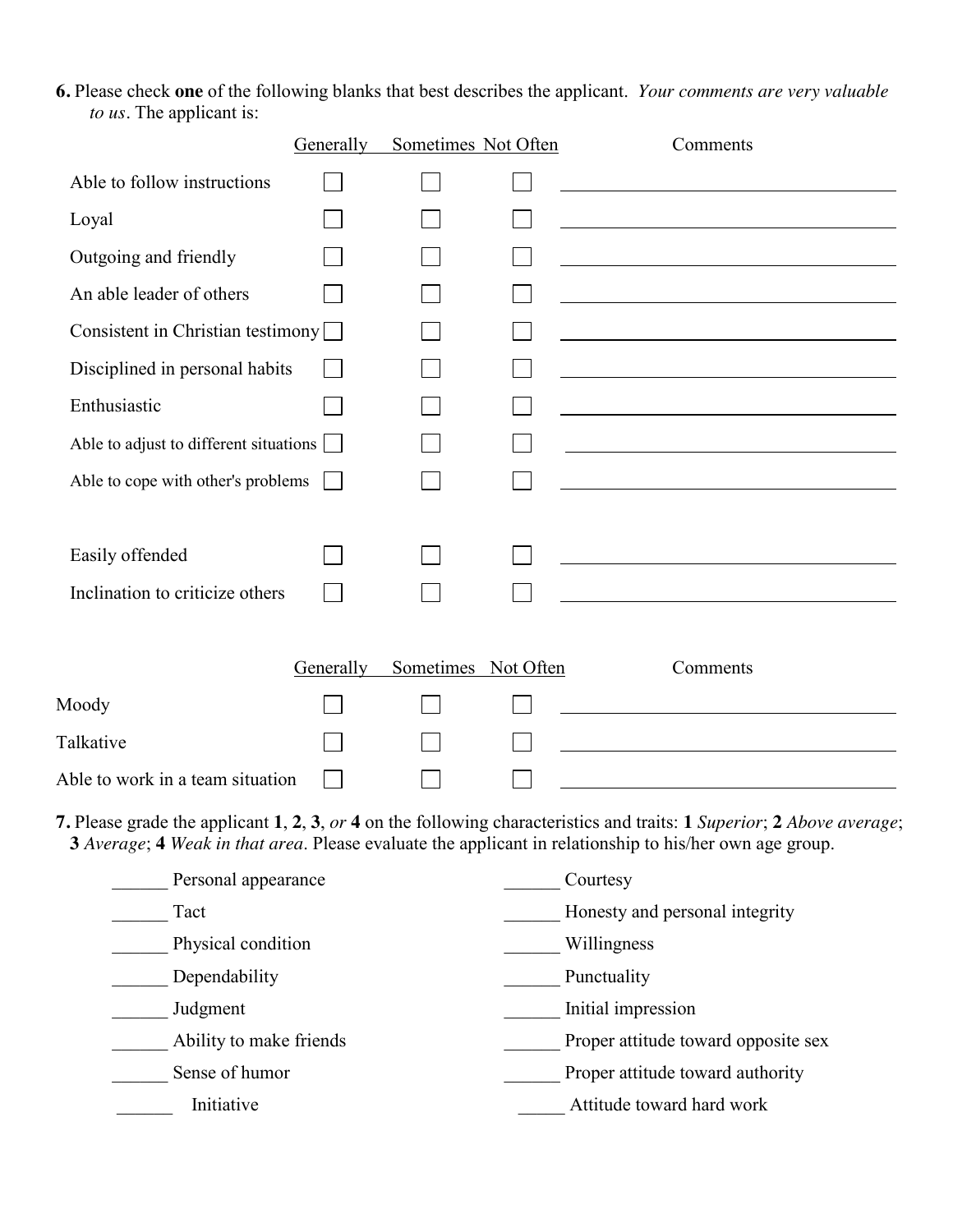**6.** Please check **one** of the following blanks that best describes the applicant. *Your comments are very valuable to us*. The applicant is:

| | Generally | Sometimes | Not Often | Comments |
|---|---|---|---|---|
| Able to follow instructions | ☐ | ☐ | ☐ | ______________________________ |
| Loyal | ☐ | ☐ | ☐ | ______________________________ |
| Outgoing and friendly | ☐ | ☐ | ☐ | ______________________________ |
| An able leader of others | ☐ | ☐ | ☐ | ______________________________ |
| Consistent in Christian testimony | ☐ | ☐ | ☐ | ______________________________ |
| Disciplined in personal habits | ☐ | ☐ | ☐ | ______________________________ |
| Enthusiastic | ☐ | ☐ | ☐ | ______________________________ |
| Able to adjust to different situations | ☐ | ☐ | ☐ | ______________________________ |
| Able to cope with other's problems | ☐ | ☐ | ☐ | ______________________________ |
| Easily offended | ☐ | ☐ | ☐ | ______________________________ |
| Inclination to criticize others | ☐ | ☐ | ☐ | ______________________________ |

| | Generally | Sometimes | Not Often | Comments |
|---|---|---|---|---|
| Moody | ☐ | ☐ | ☐ | ______________________________ |
| Talkative | ☐ | ☐ | ☐ | ______________________________ |
| Able to work in a team situation | ☐ | ☐ | ☐ | ______________________________ |

**7.** Please grade the applicant **1**, **2**, **3**, *or* **4** on the following characteristics and traits: **1** *Superior*; **2** *Above average*; **3** *Average*; **4** *Weak in that area*. Please evaluate the applicant in relationship to his/her own age group.

______ Personal appearance

______ Tact

______ Physical condition

______ Dependability

______ Judgment

______ Ability to make friends

______ Sense of humor

______ Initiative

______ Courtesy

______ Honesty and personal integrity

______ Willingness

______ Punctuality

______ Initial impression

______ Proper attitude toward opposite sex

______ Proper attitude toward authority

______ Attitude toward hard work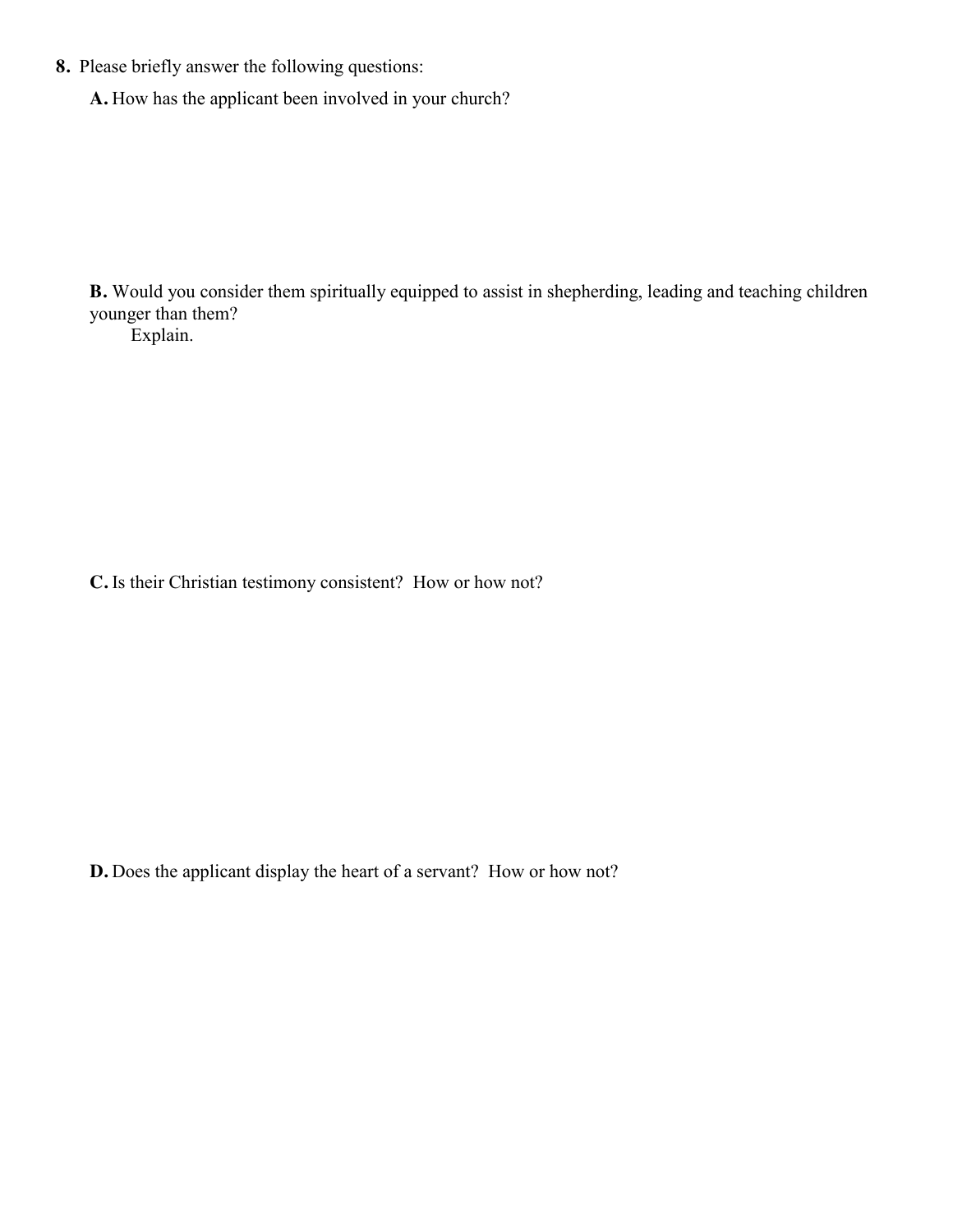**8.** Please briefly answer the following questions:

**A.** How has the applicant been involved in your church?

**B.** Would you consider them spiritually equipped to assist in shepherding, leading and teaching children younger than them?
Explain.

**C.** Is their Christian testimony consistent? How or how not?

**D.** Does the applicant display the heart of a servant? How or how not?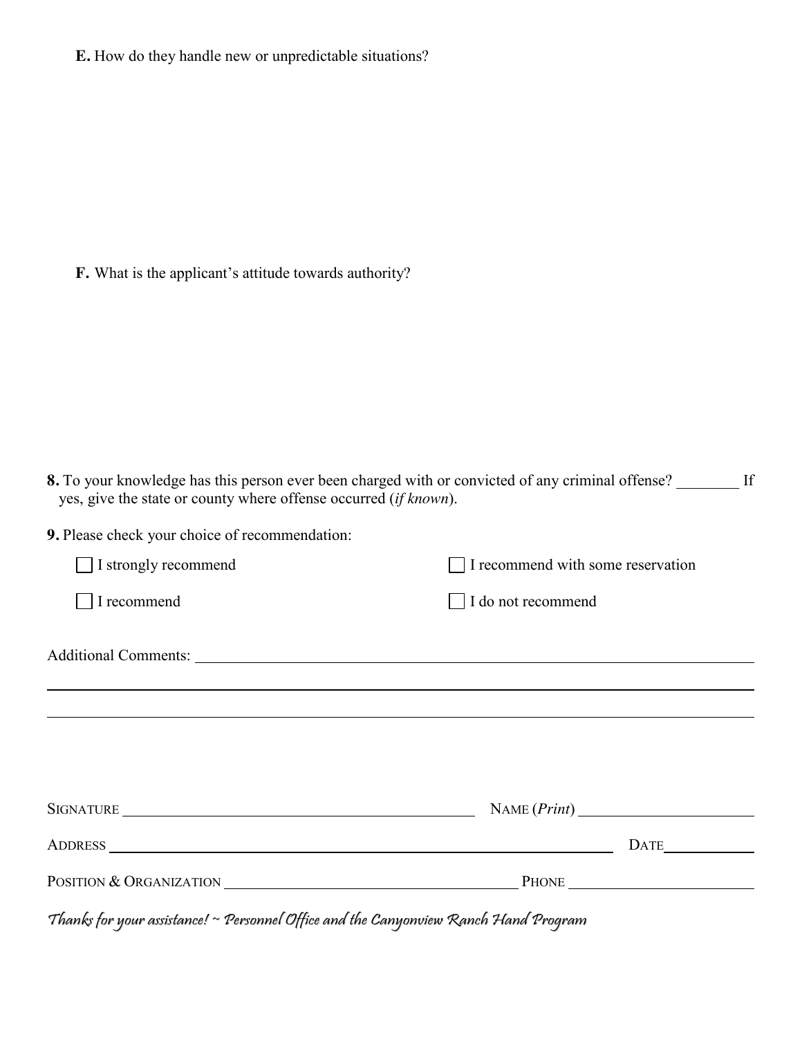**E.** How do they handle new or unpredictable situations?

**F.** What is the applicant's attitude towards authority?

**8.** To your knowledge has this person ever been charged with or convicted of any criminal offense? ________ If yes, give the state or county where offense occurred (*if known*).

**9.** Please check your choice of recommendation:

- ☐ I strongly recommend
- ☐ I recommend with some reservation
- ☐ I recommend
- ☐ I do not recommend

Additional Comments: ____________________________________________

____________________________________________

____________________________________________

SIGNATURE ______________________ NAME (*Print*) ______________________

ADDRESS ____________________________________________ DATE __________

POSITION & ORGANIZATION ______________________ PHONE ______________________

*Thanks for your assistance! ~ Personnel Office and the Canyonview Ranch Hand Program*